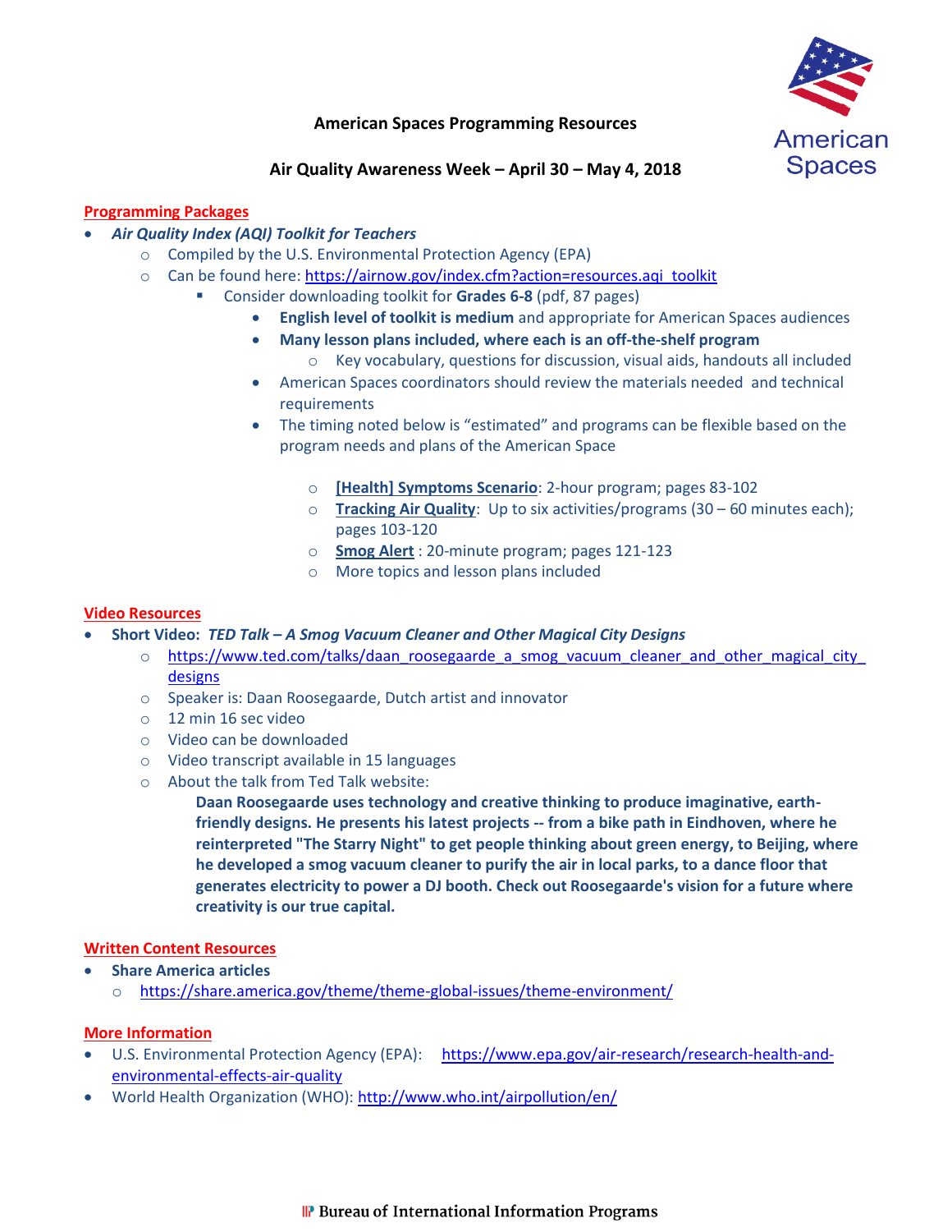# American Spaces Programming Resources

## Air Quality Awareness Week – April 30 – May 4, 2018

### Programming Packages

- ***Air Quality Index (AQI) Toolkit for Teachers***
  - Compiled by the U.S. Environmental Protection Agency (EPA)
  - Can be found here: https://airnow.gov/index.cfm?action=resources.aqi_toolkit
    - Consider downloading toolkit for **Grades 6-8** (pdf, 87 pages)
      - **English level of toolkit is medium** and appropriate for American Spaces audiences
      - **Many lesson plans included, where each is an off-the-shelf program**
        - Key vocabulary, questions for discussion, visual aids, handouts all included
      - American Spaces coordinators should review the materials needed and technical requirements
      - The timing noted below is "estimated" and programs can be flexible based on the program needs and plans of the American Space
        - **[Health] Symptoms Scenario**: 2-hour program; pages 83-102
        - **Tracking Air Quality**: Up to six activities/programs (30 – 60 minutes each); pages 103-120
        - **Smog Alert** : 20-minute program; pages 121-123
        - More topics and lesson plans included

### Video Resources

- **Short Video:** ***TED Talk – A Smog Vacuum Cleaner and Other Magical City Designs***
  - https://www.ted.com/talks/daan_roosegaarde_a_smog_vacuum_cleaner_and_other_magical_city_designs
  - Speaker is: Daan Roosegaarde, Dutch artist and innovator
  - 12 min 16 sec video
  - Video can be downloaded
  - Video transcript available in 15 languages
  - About the talk from Ted Talk website:

    **Daan Roosegaarde uses technology and creative thinking to produce imaginative, earth-friendly designs. He presents his latest projects -- from a bike path in Eindhoven, where he reinterpreted "The Starry Night" to get people thinking about green energy, to Beijing, where he developed a smog vacuum cleaner to purify the air in local parks, to a dance floor that generates electricity to power a DJ booth. Check out Roosegaarde's vision for a future where creativity is our true capital.**

### Written Content Resources

- **Share America articles**
  - https://share.america.gov/theme/theme-global-issues/theme-environment/

### More Information

- U.S. Environmental Protection Agency (EPA): https://www.epa.gov/air-research/research-health-and-environmental-effects-air-quality
- World Health Organization (WHO): http://www.who.int/airpollution/en/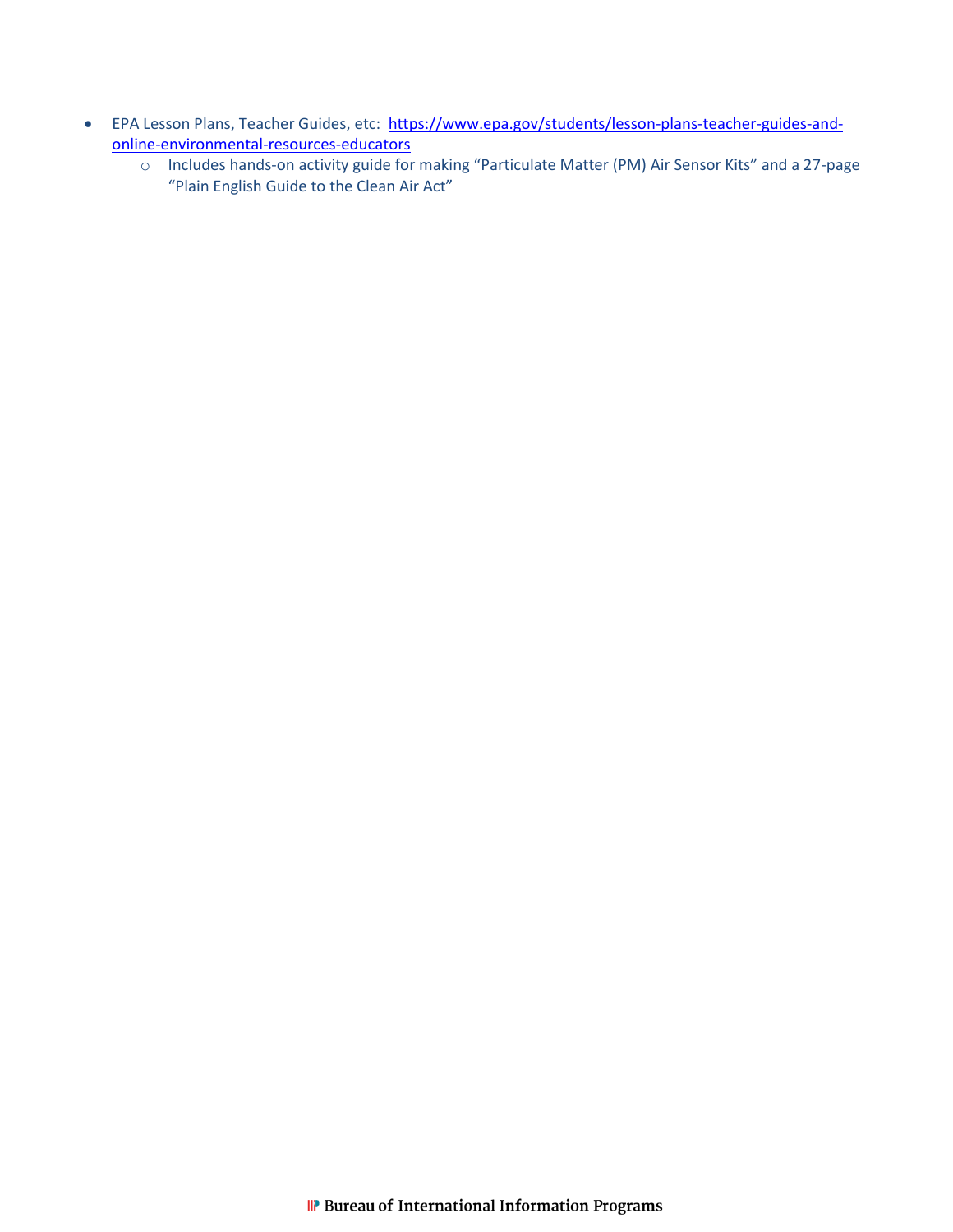- EPA Lesson Plans, Teacher Guides, etc: [https://www.epa.gov/students/lesson-plans-teacher-guides-and-online-environmental-resources-educators](https://www.epa.gov/students/lesson-plans-teacher-guides-and-online-environmental-resources-educators)
  - Includes hands-on activity guide for making "Particulate Matter (PM) Air Sensor Kits" and a 27-page "Plain English Guide to the Clean Air Act"